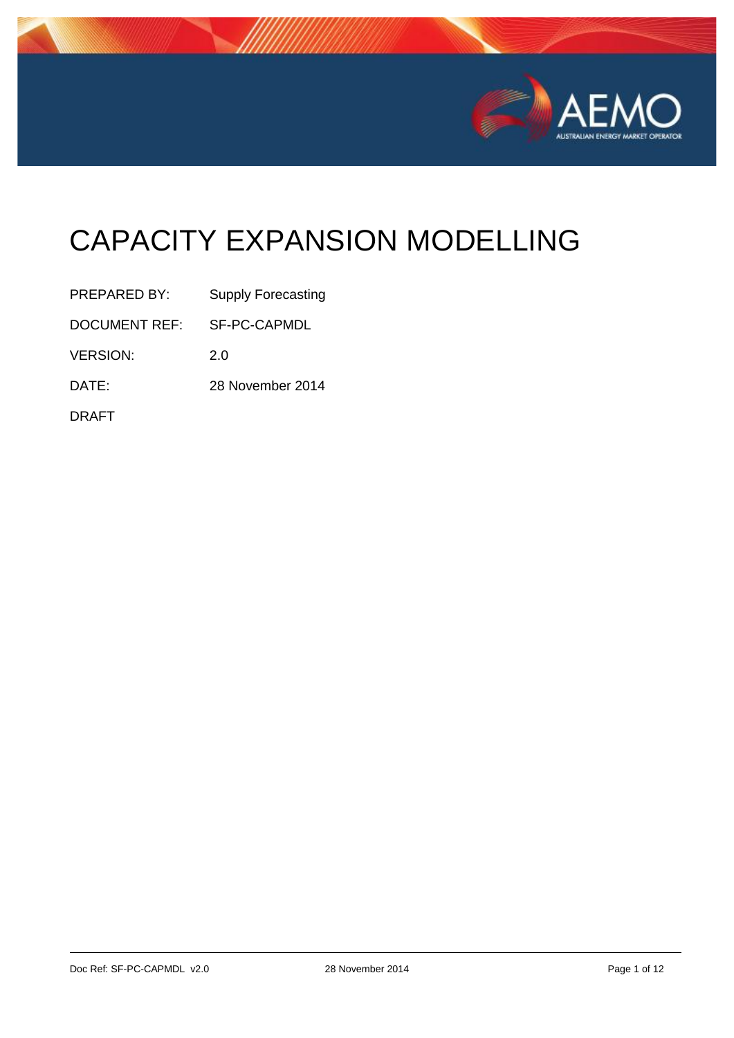# CAPACITY EXPANSION MODELLING

| | |
|---|---|
| PREPARED BY: | Supply Forecasting |
| DOCUMENT REF: | SF-PC-CAPMDL |
| VERSION: | 2.0 |
| DATE: | 28 November 2014 |

DRAFT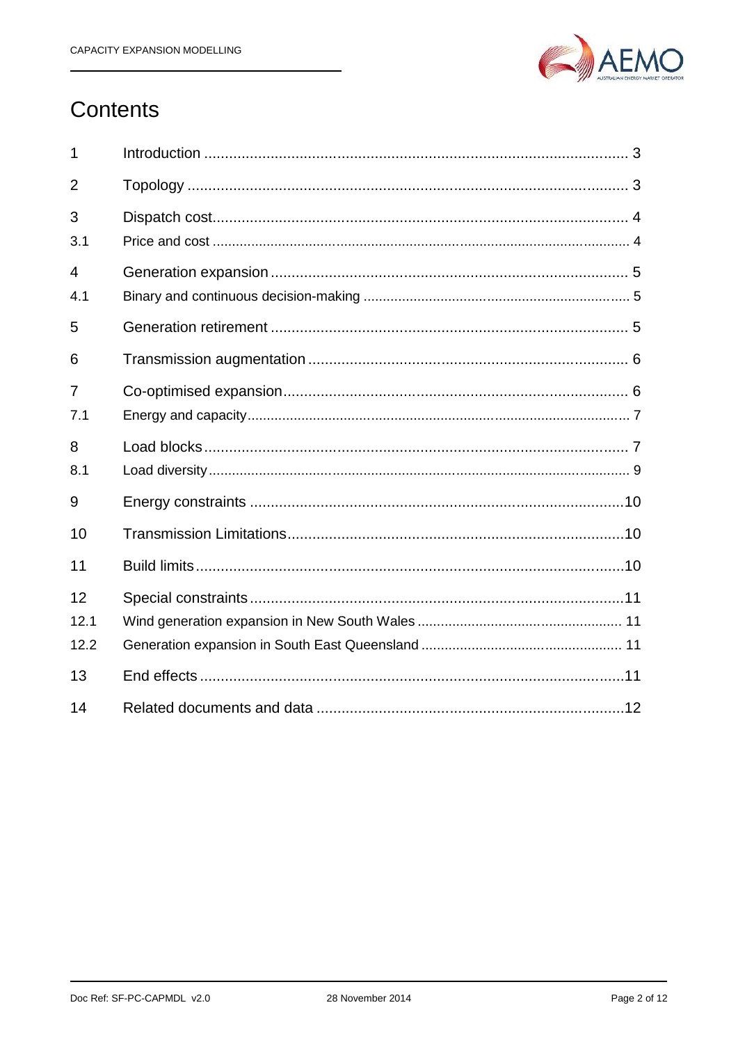# Contents

| | | |
|---|---|---|
| 1 | Introduction | 3 |
| 2 | Topology | 3 |
| 3 | Dispatch cost | 4 |
| 3.1 | Price and cost | 4 |
| 4 | Generation expansion | 5 |
| 4.1 | Binary and continuous decision-making | 5 |
| 5 | Generation retirement | 5 |
| 6 | Transmission augmentation | 6 |
| 7 | Co-optimised expansion | 6 |
| 7.1 | Energy and capacity | 7 |
| 8 | Load blocks | 7 |
| 8.1 | Load diversity | 9 |
| 9 | Energy constraints | 10 |
| 10 | Transmission Limitations | 10 |
| 11 | Build limits | 10 |
| 12 | Special constraints | 11 |
| 12.1 | Wind generation expansion in New South Wales | 11 |
| 12.2 | Generation expansion in South East Queensland | 11 |
| 13 | End effects | 11 |
| 14 | Related documents and data | 12 |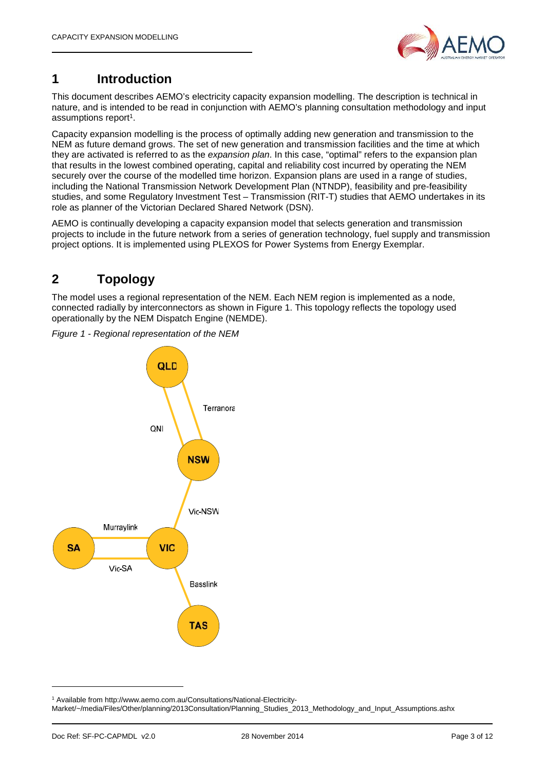# 1 Introduction

This document describes AEMO's electricity capacity expansion modelling. The description is technical in nature, and is intended to be read in conjunction with AEMO's planning consultation methodology and input assumptions report[1].

Capacity expansion modelling is the process of optimally adding new generation and transmission to the NEM as future demand grows. The set of new generation and transmission facilities and the time at which they are activated is referred to as the *expansion plan*. In this case, "optimal" refers to the expansion plan that results in the lowest combined operating, capital and reliability cost incurred by operating the NEM securely over the course of the modelled time horizon. Expansion plans are used in a range of studies, including the National Transmission Network Development Plan (NTNDP), feasibility and pre-feasibility studies, and some Regulatory Investment Test – Transmission (RIT-T) studies that AEMO undertakes in its role as planner of the Victorian Declared Shared Network (DSN).

AEMO is continually developing a capacity expansion model that selects generation and transmission projects to include in the future network from a series of generation technology, fuel supply and transmission project options. It is implemented using PLEXOS for Power Systems from Energy Exemplar.

# 2 Topology

The model uses a regional representation of the NEM. Each NEM region is implemented as a node, connected radially by interconnectors as shown in Figure 1. This topology reflects the topology used operationally by the NEM Dispatch Engine (NEMDE).

*Figure 1 - Regional representation of the NEM*

[1] Available from http://www.aemo.com.au/Consultations/National-Electricity-Market/~/media/Files/Other/planning/2013Consultation/Planning_Studies_2013_Methodology_and_Input_Assumptions.ashx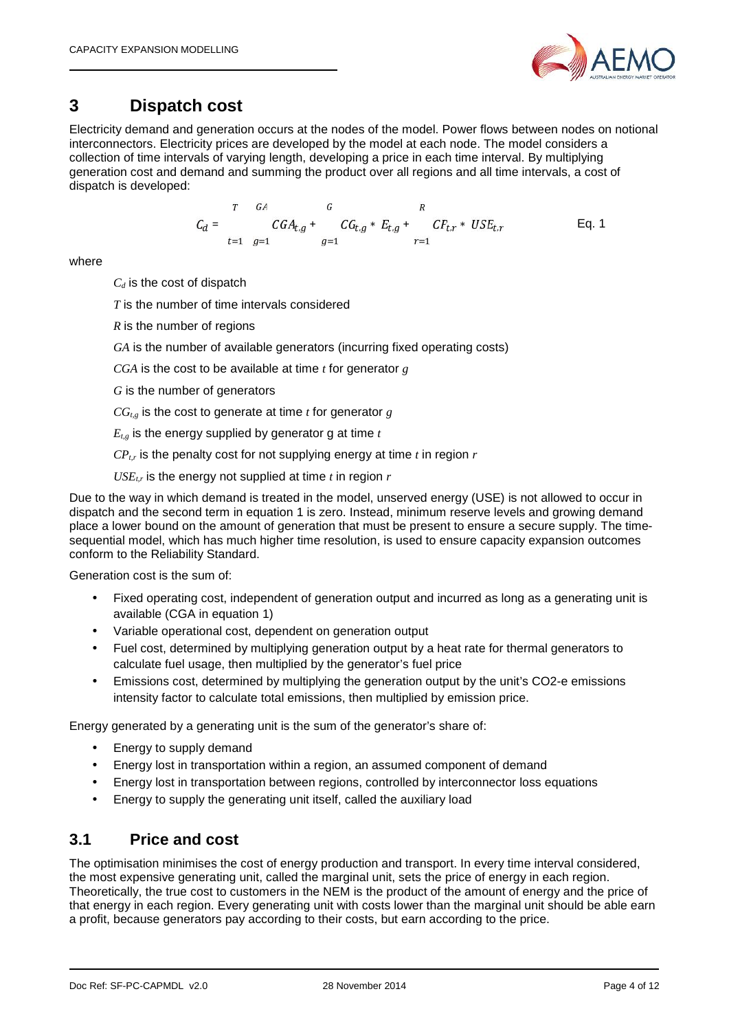# 3 Dispatch cost

Electricity demand and generation occurs at the nodes of the model. Power flows between nodes on notional interconnectors. Electricity prices are developed by the model at each node. The model considers a collection of time intervals of varying length, developing a price in each time interval. By multiplying generation cost and demand and summing the product over all regions and all time intervals, a cost of dispatch is developed:

$$C_d = \sum_{t=1}^{T} \left( \sum_{g=1}^{GA} CGA_{t,g} + \sum_{g=1}^{G} CG_{t,g} * E_{t,g} + \sum_{r=1}^{R} CP_{t,r} * USE_{t,r} \right) \qquad \text{Eq. 1}$$

where

$C_d$ is the cost of dispatch

$T$ is the number of time intervals considered

$R$ is the number of regions

$GA$ is the number of available generators (incurring fixed operating costs)

$CGA$ is the cost to be available at time $t$ for generator $g$

$G$ is the number of generators

$CG_{t,g}$ is the cost to generate at time $t$ for generator $g$

$E_{t,g}$ is the energy supplied by generator g at time $t$

$CP_{t,r}$ is the penalty cost for not supplying energy at time $t$ in region $r$

$USE_{t,r}$ is the energy not supplied at time $t$ in region $r$

Due to the way in which demand is treated in the model, unserved energy (USE) is not allowed to occur in dispatch and the second term in equation 1 is zero. Instead, minimum reserve levels and growing demand place a lower bound on the amount of generation that must be present to ensure a secure supply. The time-sequential model, which has much higher time resolution, is used to ensure capacity expansion outcomes conform to the Reliability Standard.

Generation cost is the sum of:

- Fixed operating cost, independent of generation output and incurred as long as a generating unit is available (CGA in equation 1)
- Variable operational cost, dependent on generation output
- Fuel cost, determined by multiplying generation output by a heat rate for thermal generators to calculate fuel usage, then multiplied by the generator's fuel price
- Emissions cost, determined by multiplying the generation output by the unit's $CO_2$-e emissions intensity factor to calculate total emissions, then multiplied by emission price.

Energy generated by a generating unit is the sum of the generator's share of:

- Energy to supply demand
- Energy lost in transportation within a region, an assumed component of demand
- Energy lost in transportation between regions, controlled by interconnector loss equations
- Energy to supply the generating unit itself, called the auxiliary load

## 3.1 Price and cost

The optimisation minimises the cost of energy production and transport. In every time interval considered, the most expensive generating unit, called the marginal unit, sets the price of energy in each region. Theoretically, the true cost to customers in the NEM is the product of the amount of energy and the price of that energy in each region. Every generating unit with costs lower than the marginal unit should be able earn a profit, because generators pay according to their costs, but earn according to the price.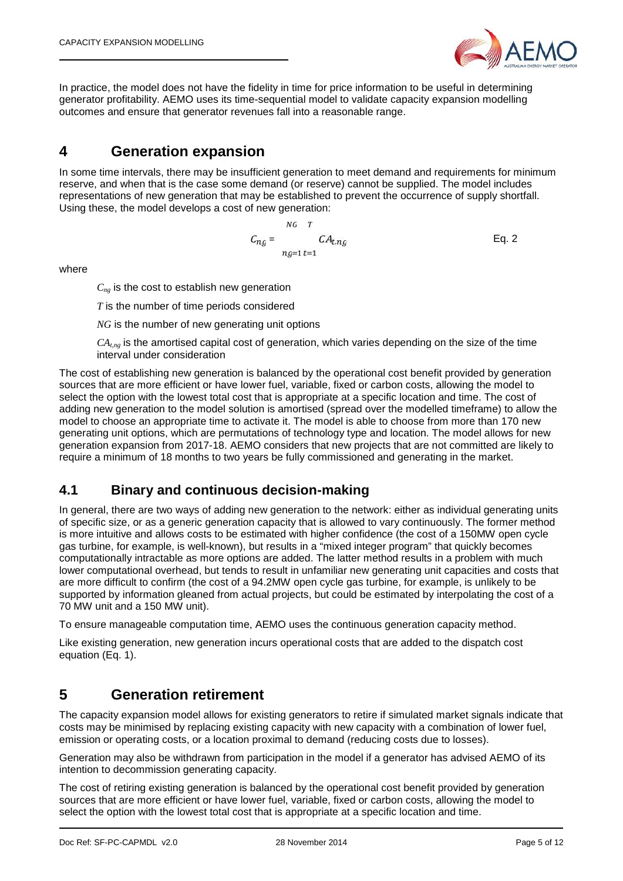In practice, the model does not have the fidelity in time for price information to be useful in determining generator profitability. AEMO uses its time-sequential model to validate capacity expansion modelling outcomes and ensure that generator revenues fall into a reasonable range.

# 4 Generation expansion

In some time intervals, there may be insufficient generation to meet demand and requirements for minimum reserve, and when that is the case some demand (or reserve) cannot be supplied. The model includes representations of new generation that may be established to prevent the occurrence of supply shortfall. Using these, the model develops a cost of new generation:

$$C_{ng} = \sum_{ng=1}^{NG} \sum_{t=1}^{T} CA_{t,ng} \qquad \text{Eq. 2}$$

where

$C_{ng}$ is the cost to establish new generation

$T$ is the number of time periods considered

$NG$ is the number of new generating unit options

$CA_{t,ng}$ is the amortised capital cost of generation, which varies depending on the size of the time interval under consideration

The cost of establishing new generation is balanced by the operational cost benefit provided by generation sources that are more efficient or have lower fuel, variable, fixed or carbon costs, allowing the model to select the option with the lowest total cost that is appropriate at a specific location and time. The cost of adding new generation to the model solution is amortised (spread over the modelled timeframe) to allow the model to choose an appropriate time to activate it. The model is able to choose from more than 170 new generating unit options, which are permutations of technology type and location. The model allows for new generation expansion from 2017-18. AEMO considers that new projects that are not committed are likely to require a minimum of 18 months to two years be fully commissioned and generating in the market.

## 4.1 Binary and continuous decision-making

In general, there are two ways of adding new generation to the network: either as individual generating units of specific size, or as a generic generation capacity that is allowed to vary continuously. The former method is more intuitive and allows costs to be estimated with higher confidence (the cost of a 150MW open cycle gas turbine, for example, is well-known), but results in a "mixed integer program" that quickly becomes computationally intractable as more options are added. The latter method results in a problem with much lower computational overhead, but tends to result in unfamiliar new generating unit capacities and costs that are more difficult to confirm (the cost of a 94.2MW open cycle gas turbine, for example, is unlikely to be supported by information gleaned from actual projects, but could be estimated by interpolating the cost of a 70 MW unit and a 150 MW unit).

To ensure manageable computation time, AEMO uses the continuous generation capacity method.

Like existing generation, new generation incurs operational costs that are added to the dispatch cost equation (Eq. 1).

# 5 Generation retirement

The capacity expansion model allows for existing generators to retire if simulated market signals indicate that costs may be minimised by replacing existing capacity with new capacity with a combination of lower fuel, emission or operating costs, or a location proximal to demand (reducing costs due to losses).

Generation may also be withdrawn from participation in the model if a generator has advised AEMO of its intention to decommission generating capacity.

The cost of retiring existing generation is balanced by the operational cost benefit provided by generation sources that are more efficient or have lower fuel, variable, fixed or carbon costs, allowing the model to select the option with the lowest total cost that is appropriate at a specific location and time.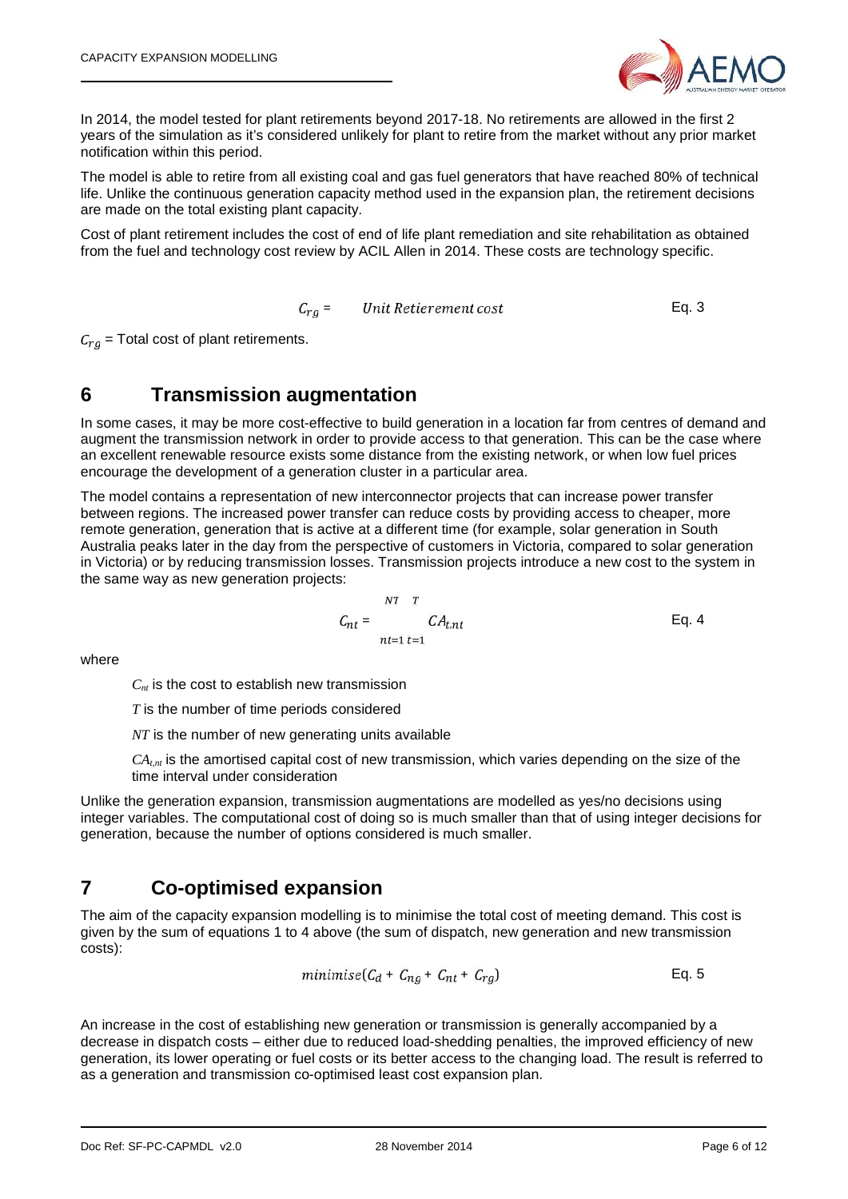In 2014, the model tested for plant retirements beyond 2017-18. No retirements are allowed in the first 2 years of the simulation as it's considered unlikely for plant to retire from the market without any prior market notification within this period.

The model is able to retire from all existing coal and gas fuel generators that have reached 80% of technical life. Unlike the continuous generation capacity method used in the expansion plan, the retirement decisions are made on the total existing plant capacity.

Cost of plant retirement includes the cost of end of life plant remediation and site rehabilitation as obtained from the fuel and technology cost review by ACIL Allen in 2014. These costs are technology specific.

$$C_{rg} = \quad Unit\ Retierement\ cost \qquad \text{Eq. 3}$$

$C_{rg}$ = Total cost of plant retirements.

# 6 Transmission augmentation

In some cases, it may be more cost-effective to build generation in a location far from centres of demand and augment the transmission network in order to provide access to that generation. This can be the case where an excellent renewable resource exists some distance from the existing network, or when low fuel prices encourage the development of a generation cluster in a particular area.

The model contains a representation of new interconnector projects that can increase power transfer between regions. The increased power transfer can reduce costs by providing access to cheaper, more remote generation, generation that is active at a different time (for example, solar generation in South Australia peaks later in the day from the perspective of customers in Victoria, compared to solar generation in Victoria) or by reducing transmission losses. Transmission projects introduce a new cost to the system in the same way as new generation projects:

$$C_{nt} = \sum_{nt=1}^{NT} \sum_{t=1}^{T} CA_{t,nt} \qquad \text{Eq. 4}$$

where

$C_{nt}$ is the cost to establish new transmission

$T$ is the number of time periods considered

$NT$ is the number of new generating units available

$CA_{t,nt}$ is the amortised capital cost of new transmission, which varies depending on the size of the time interval under consideration

Unlike the generation expansion, transmission augmentations are modelled as yes/no decisions using integer variables. The computational cost of doing so is much smaller than that of using integer decisions for generation, because the number of options considered is much smaller.

# 7 Co-optimised expansion

The aim of the capacity expansion modelling is to minimise the total cost of meeting demand. This cost is given by the sum of equations 1 to 4 above (the sum of dispatch, new generation and new transmission costs):

$$minimise(C_d + C_{ng} + C_{nt} + C_{rg}) \qquad \text{Eq. 5}$$

An increase in the cost of establishing new generation or transmission is generally accompanied by a decrease in dispatch costs – either due to reduced load-shedding penalties, the improved efficiency of new generation, its lower operating or fuel costs or its better access to the changing load. The result is referred to as a generation and transmission co-optimised least cost expansion plan.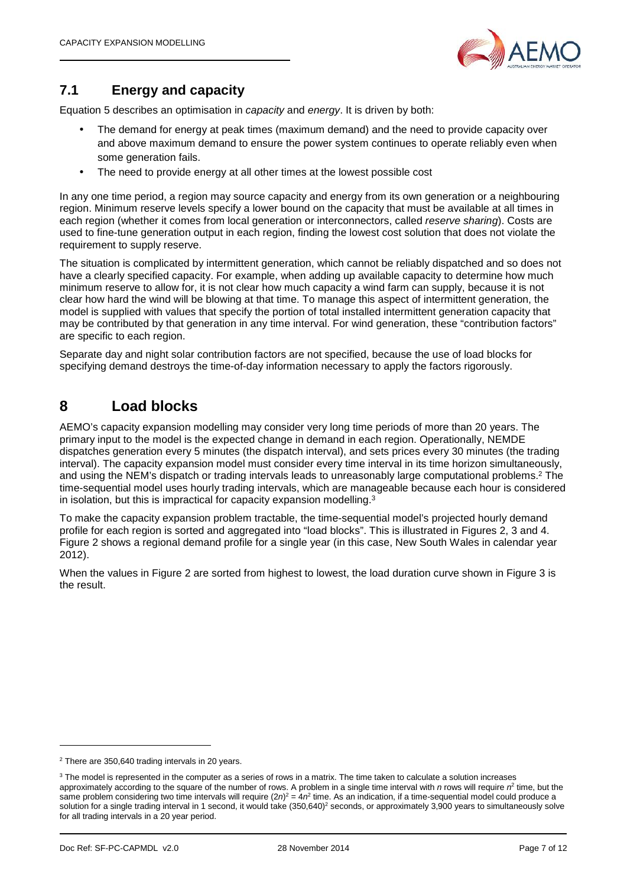## 7.1 Energy and capacity

Equation 5 describes an optimisation in *capacity* and *energy*. It is driven by both:

- The demand for energy at peak times (maximum demand) and the need to provide capacity over and above maximum demand to ensure the power system continues to operate reliably even when some generation fails.
- The need to provide energy at all other times at the lowest possible cost

In any one time period, a region may source capacity and energy from its own generation or a neighbouring region. Minimum reserve levels specify a lower bound on the capacity that must be available at all times in each region (whether it comes from local generation or interconnectors, called *reserve sharing*). Costs are used to fine-tune generation output in each region, finding the lowest cost solution that does not violate the requirement to supply reserve.

The situation is complicated by intermittent generation, which cannot be reliably dispatched and so does not have a clearly specified capacity. For example, when adding up available capacity to determine how much minimum reserve to allow for, it is not clear how much capacity a wind farm can supply, because it is not clear how hard the wind will be blowing at that time. To manage this aspect of intermittent generation, the model is supplied with values that specify the portion of total installed intermittent generation capacity that may be contributed by that generation in any time interval. For wind generation, these "contribution factors" are specific to each region.

Separate day and night solar contribution factors are not specified, because the use of load blocks for specifying demand destroys the time-of-day information necessary to apply the factors rigorously.

# 8 Load blocks

AEMO's capacity expansion modelling may consider very long time periods of more than 20 years. The primary input to the model is the expected change in demand in each region. Operationally, NEMDE dispatches generation every 5 minutes (the dispatch interval), and sets prices every 30 minutes (the trading interval). The capacity expansion model must consider every time interval in its time horizon simultaneously, and using the NEM's dispatch or trading intervals leads to unreasonably large computational problems.[2] The time-sequential model uses hourly trading intervals, which are manageable because each hour is considered in isolation, but this is impractical for capacity expansion modelling.[3]

To make the capacity expansion problem tractable, the time-sequential model's projected hourly demand profile for each region is sorted and aggregated into "load blocks". This is illustrated in Figures 2, 3 and 4. Figure 2 shows a regional demand profile for a single year (in this case, New South Wales in calendar year 2012).

When the values in Figure 2 are sorted from highest to lowest, the load duration curve shown in Figure 3 is the result.

---

[2] There are 350,640 trading intervals in 20 years.

[3] The model is represented in the computer as a series of rows in a matrix. The time taken to calculate a solution increases approximately according to the square of the number of rows. A problem in a single time interval with $n$ rows will require $n^2$ time, but the same problem considering two time intervals will require $(2n)^2 = 4n^2$ time. As an indication, if a time-sequential model could produce a solution for a single trading interval in 1 second, it would take $(350{,}640)^2$ seconds, or approximately 3,900 years to simultaneously solve for all trading intervals in a 20 year period.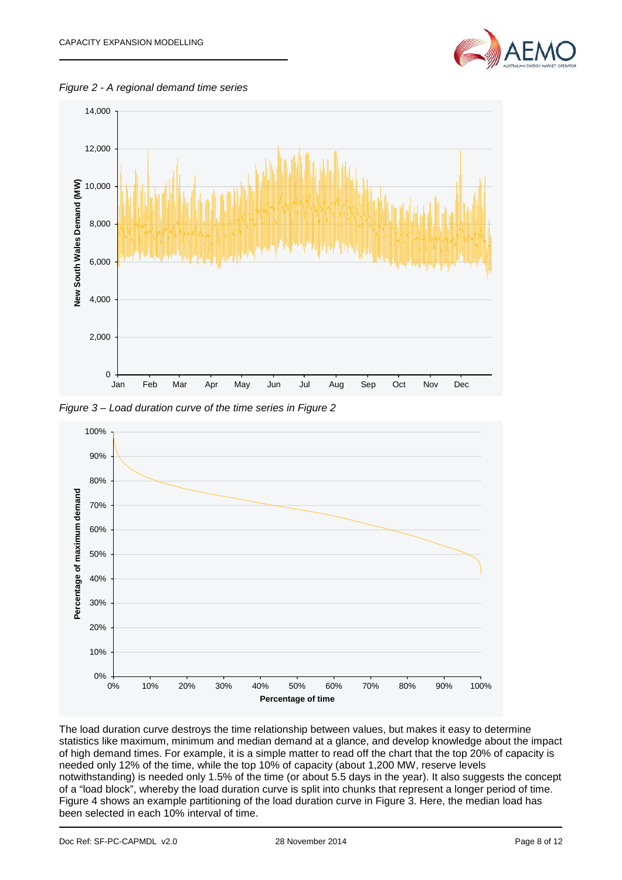*Figure 2 - A regional demand time series*

*Figure 3 – Load duration curve of the time series in Figure 2*

The load duration curve destroys the time relationship between values, but makes it easy to determine statistics like maximum, minimum and median demand at a glance, and develop knowledge about the impact of high demand times. For example, it is a simple matter to read off the chart that the top 20% of capacity is needed only 12% of the time, while the top 10% of capacity (about 1,200 MW, reserve levels notwithstanding) is needed only 1.5% of the time (or about 5.5 days in the year). It also suggests the concept of a "load block", whereby the load duration curve is split into chunks that represent a longer period of time. Figure 4 shows an example partitioning of the load duration curve in Figure 3. Here, the median load has been selected in each 10% interval of time.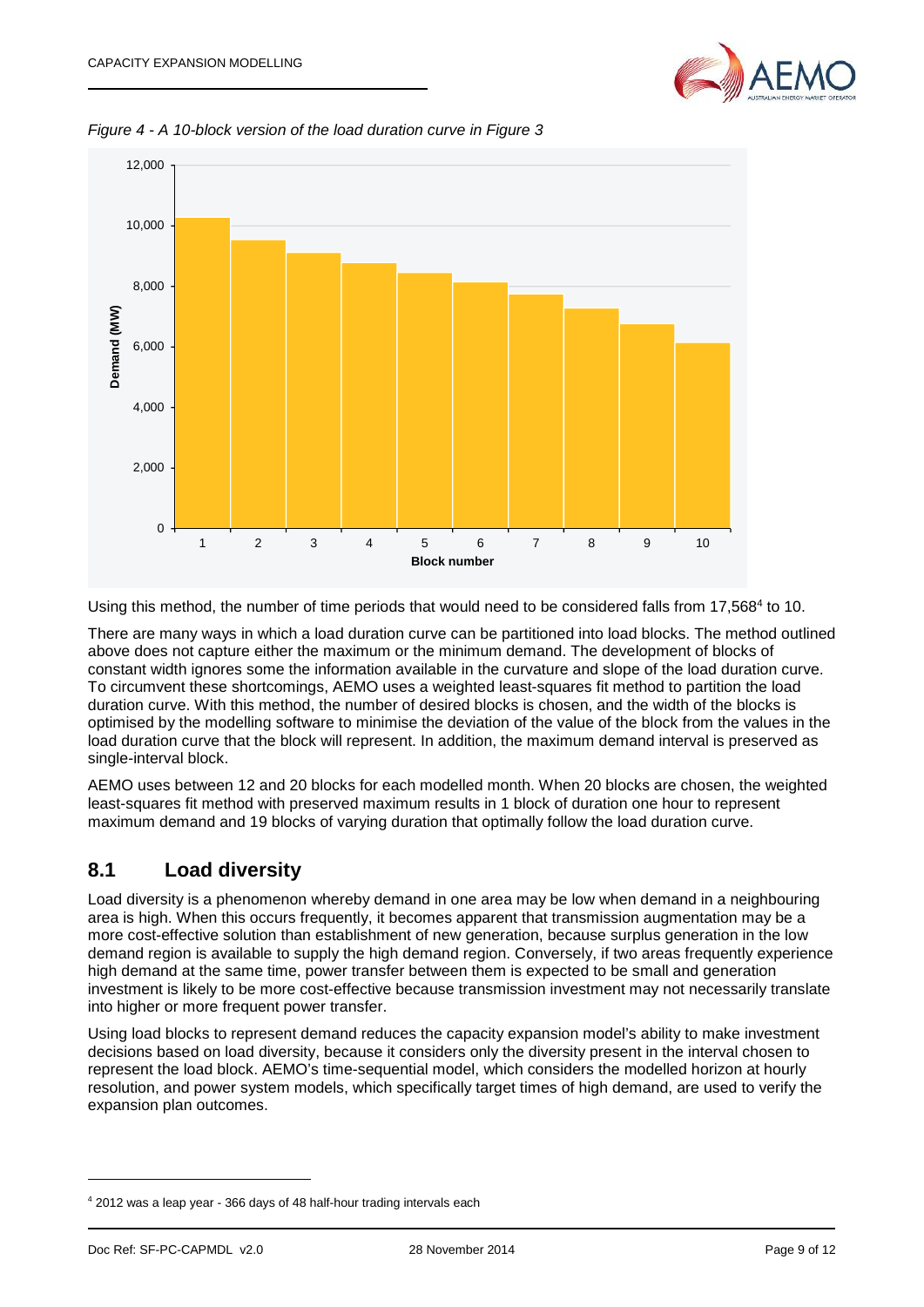*Figure 4 - A 10-block version of the load duration curve in Figure 3*

Using this method, the number of time periods that would need to be considered falls from 17,568[4] to 10.

There are many ways in which a load duration curve can be partitioned into load blocks. The method outlined above does not capture either the maximum or the minimum demand. The development of blocks of constant width ignores some the information available in the curvature and slope of the load duration curve. To circumvent these shortcomings, AEMO uses a weighted least-squares fit method to partition the load duration curve. With this method, the number of desired blocks is chosen, and the width of the blocks is optimised by the modelling software to minimise the deviation of the value of the block from the values in the load duration curve that the block will represent. In addition, the maximum demand interval is preserved as single-interval block.

AEMO uses between 12 and 20 blocks for each modelled month. When 20 blocks are chosen, the weighted least-squares fit method with preserved maximum results in 1 block of duration one hour to represent maximum demand and 19 blocks of varying duration that optimally follow the load duration curve.

## 8.1 Load diversity

Load diversity is a phenomenon whereby demand in one area may be low when demand in a neighbouring area is high. When this occurs frequently, it becomes apparent that transmission augmentation may be a more cost-effective solution than establishment of new generation, because surplus generation in the low demand region is available to supply the high demand region. Conversely, if two areas frequently experience high demand at the same time, power transfer between them is expected to be small and generation investment is likely to be more cost-effective because transmission investment may not necessarily translate into higher or more frequent power transfer.

Using load blocks to represent demand reduces the capacity expansion model's ability to make investment decisions based on load diversity, because it considers only the diversity present in the interval chosen to represent the load block. AEMO's time-sequential model, which considers the modelled horizon at hourly resolution, and power system models, which specifically target times of high demand, are used to verify the expansion plan outcomes.

[4] 2012 was a leap year - 366 days of 48 half-hour trading intervals each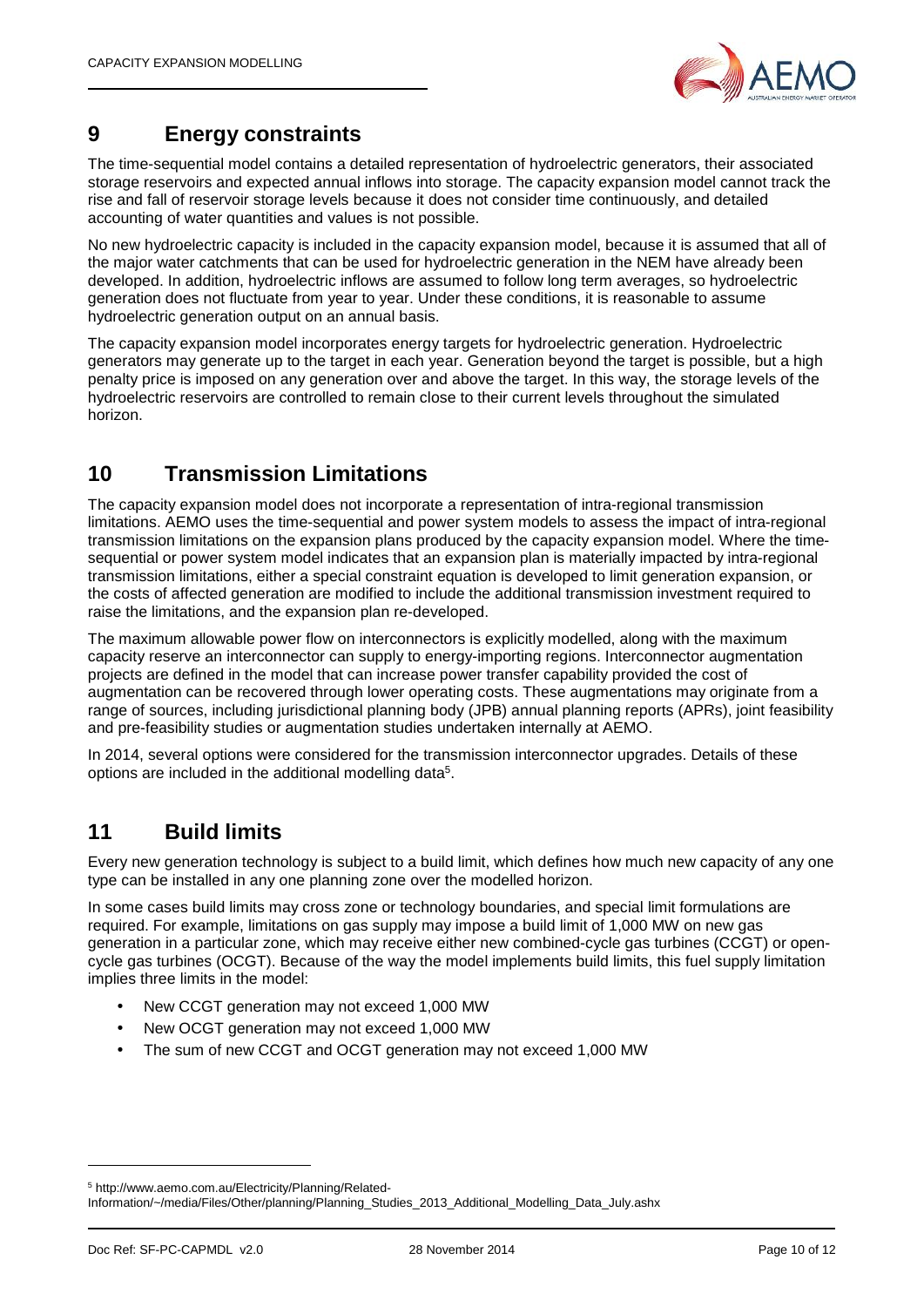# 9 Energy constraints

The time-sequential model contains a detailed representation of hydroelectric generators, their associated storage reservoirs and expected annual inflows into storage. The capacity expansion model cannot track the rise and fall of reservoir storage levels because it does not consider time continuously, and detailed accounting of water quantities and values is not possible.

No new hydroelectric capacity is included in the capacity expansion model, because it is assumed that all of the major water catchments that can be used for hydroelectric generation in the NEM have already been developed. In addition, hydroelectric inflows are assumed to follow long term averages, so hydroelectric generation does not fluctuate from year to year. Under these conditions, it is reasonable to assume hydroelectric generation output on an annual basis.

The capacity expansion model incorporates energy targets for hydroelectric generation. Hydroelectric generators may generate up to the target in each year. Generation beyond the target is possible, but a high penalty price is imposed on any generation over and above the target. In this way, the storage levels of the hydroelectric reservoirs are controlled to remain close to their current levels throughout the simulated horizon.

# 10 Transmission Limitations

The capacity expansion model does not incorporate a representation of intra-regional transmission limitations. AEMO uses the time-sequential and power system models to assess the impact of intra-regional transmission limitations on the expansion plans produced by the capacity expansion model. Where the time-sequential or power system model indicates that an expansion plan is materially impacted by intra-regional transmission limitations, either a special constraint equation is developed to limit generation expansion, or the costs of affected generation are modified to include the additional transmission investment required to raise the limitations, and the expansion plan re-developed.

The maximum allowable power flow on interconnectors is explicitly modelled, along with the maximum capacity reserve an interconnector can supply to energy-importing regions. Interconnector augmentation projects are defined in the model that can increase power transfer capability provided the cost of augmentation can be recovered through lower operating costs. These augmentations may originate from a range of sources, including jurisdictional planning body (JPB) annual planning reports (APRs), joint feasibility and pre-feasibility studies or augmentation studies undertaken internally at AEMO.

In 2014, several options were considered for the transmission interconnector upgrades. Details of these options are included in the additional modelling data[5].

# 11 Build limits

Every new generation technology is subject to a build limit, which defines how much new capacity of any one type can be installed in any one planning zone over the modelled horizon.

In some cases build limits may cross zone or technology boundaries, and special limit formulations are required. For example, limitations on gas supply may impose a build limit of 1,000 MW on new gas generation in a particular zone, which may receive either new combined-cycle gas turbines (CCGT) or open-cycle gas turbines (OCGT). Because of the way the model implements build limits, this fuel supply limitation implies three limits in the model:

- New CCGT generation may not exceed 1,000 MW
- New OCGT generation may not exceed 1,000 MW
- The sum of new CCGT and OCGT generation may not exceed 1,000 MW

[5] http://www.aemo.com.au/Electricity/Planning/Related-Information/~/media/Files/Other/planning/Planning_Studies_2013_Additional_Modelling_Data_July.ashx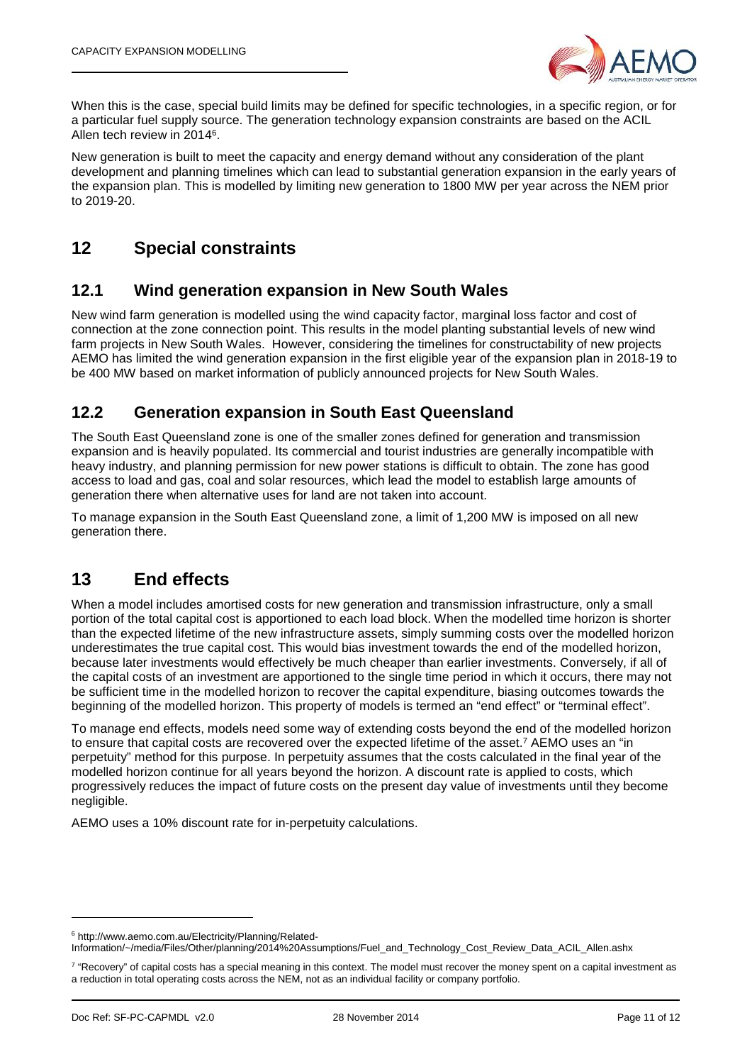When this is the case, special build limits may be defined for specific technologies, in a specific region, or for a particular fuel supply source. The generation technology expansion constraints are based on the ACIL Allen tech review in 2014[6].

New generation is built to meet the capacity and energy demand without any consideration of the plant development and planning timelines which can lead to substantial generation expansion in the early years of the expansion plan. This is modelled by limiting new generation to 1800 MW per year across the NEM prior to 2019-20.

# 12 Special constraints

## 12.1 Wind generation expansion in New South Wales

New wind farm generation is modelled using the wind capacity factor, marginal loss factor and cost of connection at the zone connection point. This results in the model planting substantial levels of new wind farm projects in New South Wales. However, considering the timelines for constructability of new projects AEMO has limited the wind generation expansion in the first eligible year of the expansion plan in 2018-19 to be 400 MW based on market information of publicly announced projects for New South Wales.

## 12.2 Generation expansion in South East Queensland

The South East Queensland zone is one of the smaller zones defined for generation and transmission expansion and is heavily populated. Its commercial and tourist industries are generally incompatible with heavy industry, and planning permission for new power stations is difficult to obtain. The zone has good access to load and gas, coal and solar resources, which lead the model to establish large amounts of generation there when alternative uses for land are not taken into account.

To manage expansion in the South East Queensland zone, a limit of 1,200 MW is imposed on all new generation there.

# 13 End effects

When a model includes amortised costs for new generation and transmission infrastructure, only a small portion of the total capital cost is apportioned to each load block. When the modelled time horizon is shorter than the expected lifetime of the new infrastructure assets, simply summing costs over the modelled horizon underestimates the true capital cost. This would bias investment towards the end of the modelled horizon, because later investments would effectively be much cheaper than earlier investments. Conversely, if all of the capital costs of an investment are apportioned to the single time period in which it occurs, there may not be sufficient time in the modelled horizon to recover the capital expenditure, biasing outcomes towards the beginning of the modelled horizon. This property of models is termed an "end effect" or "terminal effect".

To manage end effects, models need some way of extending costs beyond the end of the modelled horizon to ensure that capital costs are recovered over the expected lifetime of the asset.[7] AEMO uses an "in perpetuity" method for this purpose. In perpetuity assumes that the costs calculated in the final year of the modelled horizon continue for all years beyond the horizon. A discount rate is applied to costs, which progressively reduces the impact of future costs on the present day value of investments until they become negligible.

AEMO uses a 10% discount rate for in-perpetuity calculations.

---

[6] http://www.aemo.com.au/Electricity/Planning/Related-Information/~/media/Files/Other/planning/2014%20Assumptions/Fuel_and_Technology_Cost_Review_Data_ACIL_Allen.ashx

[7] "Recovery" of capital costs has a special meaning in this context. The model must recover the money spent on a capital investment as a reduction in total operating costs across the NEM, not as an individual facility or company portfolio.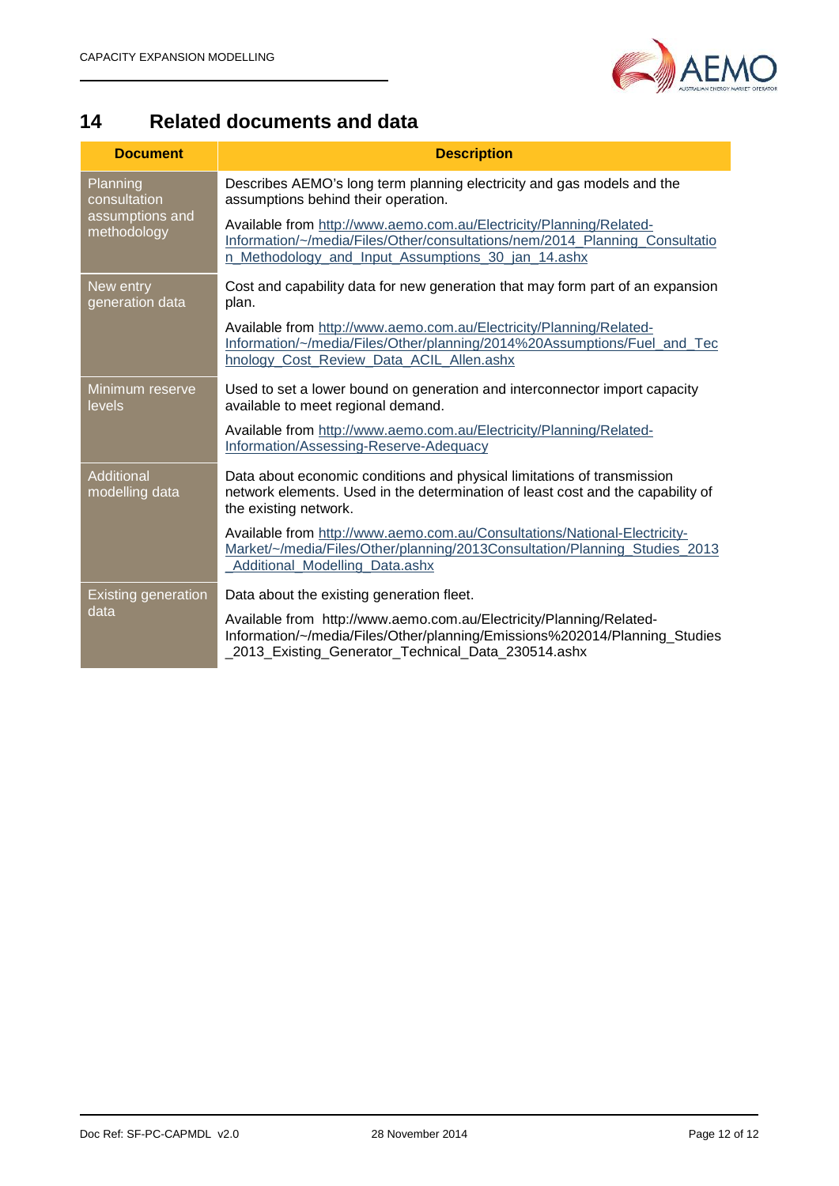## 14 Related documents and data

| Document | Description |
|---|---|
| Planning consultation assumptions and methodology | Describes AEMO's long term planning electricity and gas models and the assumptions behind their operation.<br><br>Available from http://www.aemo.com.au/Electricity/Planning/Related-Information/~/media/Files/Other/consultations/nem/2014_Planning_Consultation_Methodology_and_Input_Assumptions_30_jan_14.ashx |
| New entry generation data | Cost and capability data for new generation that may form part of an expansion plan.<br><br>Available from http://www.aemo.com.au/Electricity/Planning/Related-Information/~/media/Files/Other/planning/2014%20Assumptions/Fuel_and_Technology_Cost_Review_Data_ACIL_Allen.ashx |
| Minimum reserve levels | Used to set a lower bound on generation and interconnector import capacity available to meet regional demand.<br><br>Available from http://www.aemo.com.au/Electricity/Planning/Related-Information/Assessing-Reserve-Adequacy |
| Additional modelling data | Data about economic conditions and physical limitations of transmission network elements. Used in the determination of least cost and the capability of the existing network.<br><br>Available from http://www.aemo.com.au/Consultations/National-Electricity-Market/~/media/Files/Other/planning/2013Consultation/Planning_Studies_2013_Additional_Modelling_Data.ashx |
| Existing generation data | Data about the existing generation fleet.<br><br>Available from http://www.aemo.com.au/Electricity/Planning/Related-Information/~/media/Files/Other/planning/Emissions%202014/Planning_Studies_2013_Existing_Generator_Technical_Data_230514.ashx |